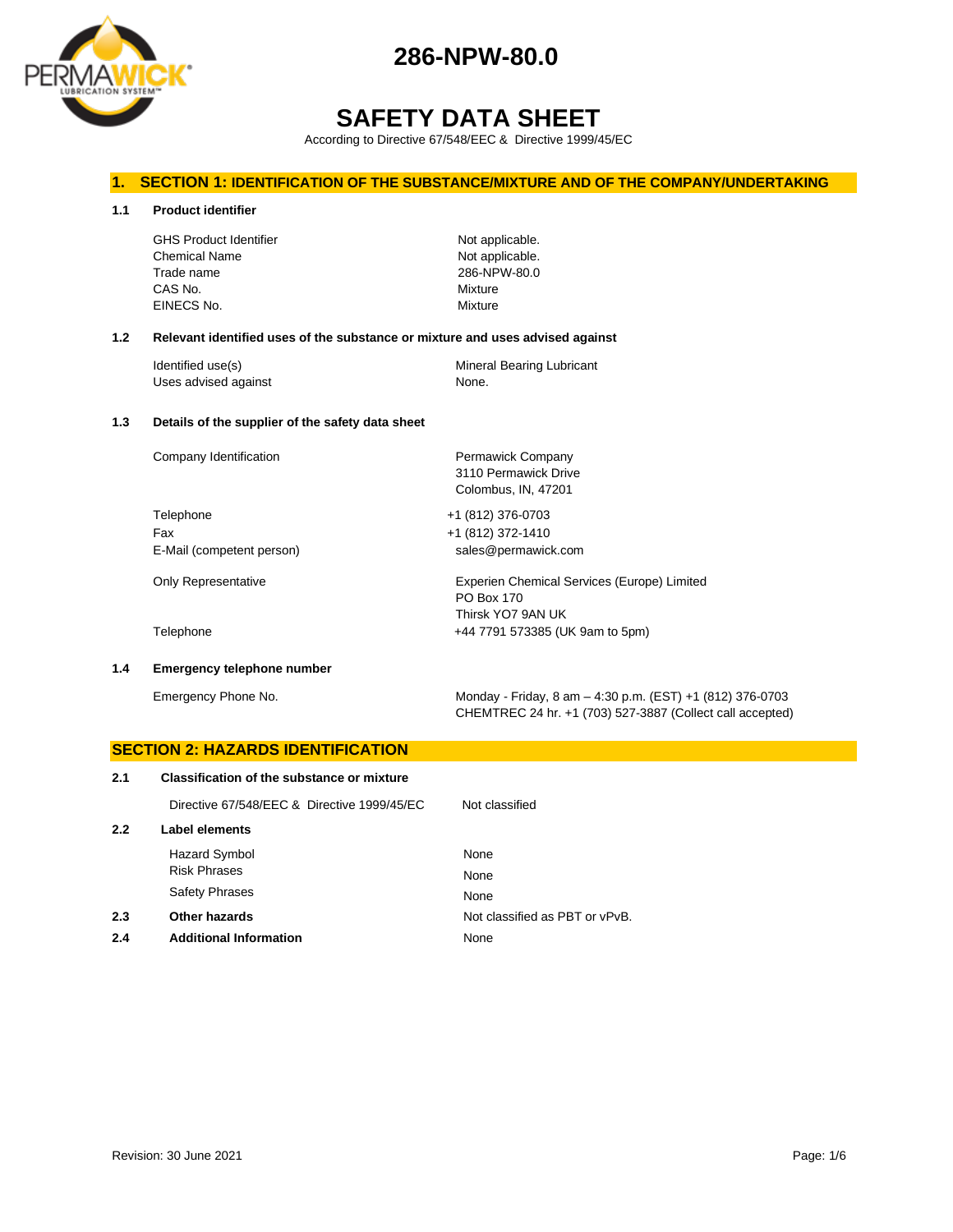# 286-NPW-80.0

# SAFETY DATA SHEET

According to Directive 67/548/EEC & Directive 1999/45/EC

## 1. SECTION 1: IDENTIFICATION OF THE SUBSTANCE/MIXTURE AND OF THE COMPANY/UNDERTAKING

### 1.1 Product identifier

| | |
|---|---|
| GHS Product Identifier | Not applicable. |
| Chemical Name | Not applicable. |
| Trade name | 286-NPW-80.0 |
| CAS No. | Mixture |
| EINECS No. | Mixture |

### 1.2 Relevant identified uses of the substance or mixture and uses advised against

| | |
|---|---|
| Identified use(s) | Mineral Bearing Lubricant |
| Uses advised against | None. |

### 1.3 Details of the supplier of the safety data sheet

| | |
|---|---|
| Company Identification | Permawick Company<br>3110 Permawick Drive<br>Colombus, IN, 47201 |
| Telephone | +1 (812) 376-0703 |
| Fax | +1 (812) 372-1410 |
| E-Mail (competent person) | sales@permawick.com |
| Only Representative | Experien Chemical Services (Europe) Limited<br>PO Box 170<br>Thirsk YO7 9AN UK |
| Telephone | +44 7791 573385 (UK 9am to 5pm) |

### 1.4 Emergency telephone number

| | |
|---|---|
| Emergency Phone No. | Monday - Friday, 8 am – 4:30 p.m. (EST) +1 (812) 376-0703<br>CHEMTREC 24 hr. +1 (703) 527-3887 (Collect call accepted) |

## SECTION 2: HAZARDS IDENTIFICATION

### 2.1 Classification of the substance or mixture

| | |
|---|---|
| Directive 67/548/EEC & Directive 1999/45/EC | Not classified |

### 2.2 Label elements

| | |
|---|---|
| Hazard Symbol | None |
| Risk Phrases | None |
| Safety Phrases | None |

### 2.3 Other hazards

Not classified as PBT or vPvB.

### 2.4 Additional Information

None

Revision: 30 June 2021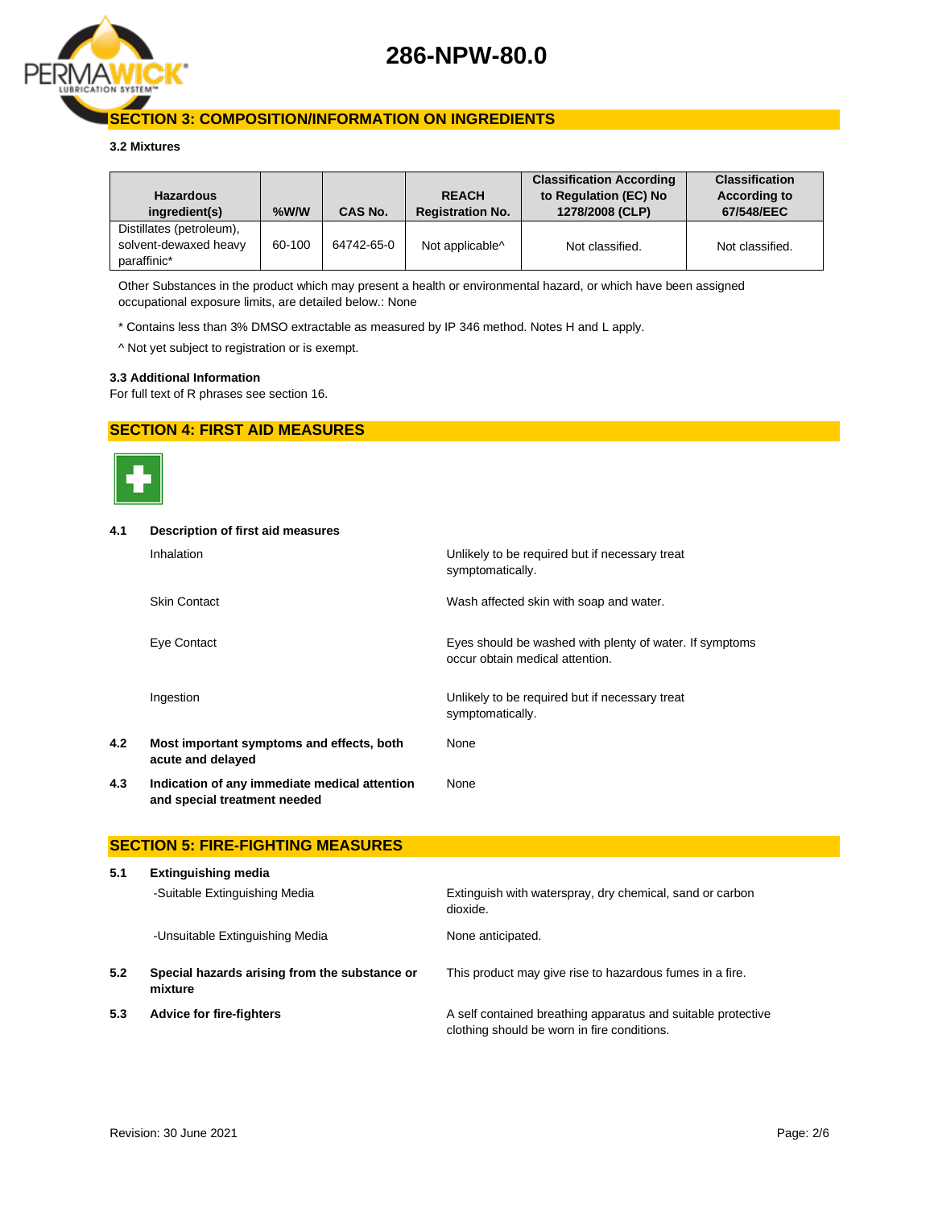## SECTION 3: COMPOSITION/INFORMATION ON INGREDIENTS

**3.2 Mixtures**

| Hazardous ingredient(s) | %W/W | CAS No. | REACH Registration No. | Classification According to Regulation (EC) No 1278/2008 (CLP) | Classification According to 67/548/EEC |
|---|---|---|---|---|---|
| Distillates (petroleum), solvent-dewaxed heavy paraffinic* | 60-100 | 64742-65-0 | Not applicable^ | Not classified. | Not classified. |

Other Substances in the product which may present a health or environmental hazard, or which have been assigned occupational exposure limits, are detailed below.: None

* Contains less than 3% DMSO extractable as measured by IP 346 method. Notes H and L apply.

^ Not yet subject to registration or is exempt.

**3.3 Additional Information**

For full text of R phrases see section 16.

## SECTION 4: FIRST AID MEASURES

**4.1 Description of first aid measures**

| | |
|---|---|
| Inhalation | Unlikely to be required but if necessary treat symptomatically. |
| Skin Contact | Wash affected skin with soap and water. |
| Eye Contact | Eyes should be washed with plenty of water. If symptoms occur obtain medical attention. |
| Ingestion | Unlikely to be required but if necessary treat symptomatically. |

**4.2 Most important symptoms and effects, both acute and delayed** — None

**4.3 Indication of any immediate medical attention and special treatment needed** — None

## SECTION 5: FIRE-FIGHTING MEASURES

**5.1 Extinguishing media**

| | |
|---|---|
| -Suitable Extinguishing Media | Extinguish with waterspray, dry chemical, sand or carbon dioxide. |
| -Unsuitable Extinguishing Media | None anticipated. |

**5.2 Special hazards arising from the substance or mixture** — This product may give rise to hazardous fumes in a fire.

**5.3 Advice for fire-fighters** — A self contained breathing apparatus and suitable protective clothing should be worn in fire conditions.

Revision: 30 June 2021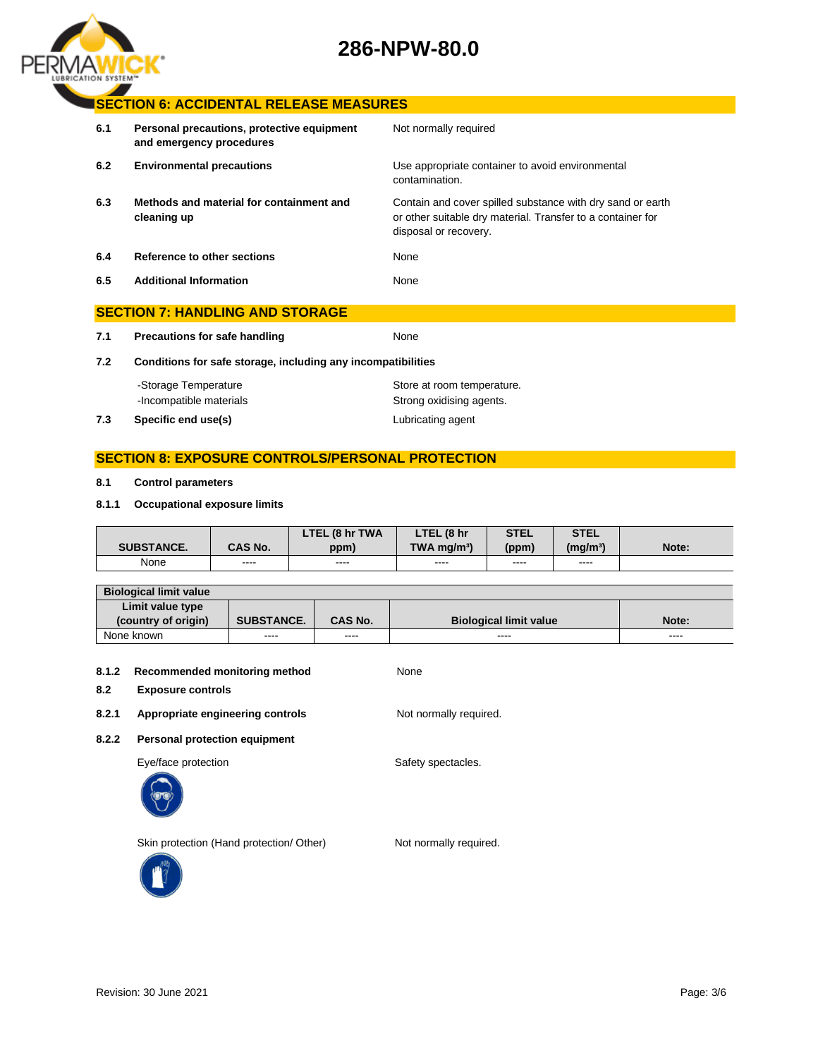## SECTION 6: ACCIDENTAL RELEASE MEASURES

**6.1 Personal precautions, protective equipment and emergency procedures** — Not normally required

**6.2 Environmental precautions** — Use appropriate container to avoid environmental contamination.

**6.3 Methods and material for containment and cleaning up** — Contain and cover spilled substance with dry sand or earth or other suitable dry material. Transfer to a container for disposal or recovery.

**6.4 Reference to other sections** — None

**6.5 Additional Information** — None

## SECTION 7: HANDLING AND STORAGE

**7.1 Precautions for safe handling** — None

**7.2 Conditions for safe storage, including any incompatibilities**

-Storage Temperature — Store at room temperature.
-Incompatible materials — Strong oxidising agents.

**7.3 Specific end use(s)** — Lubricating agent

## SECTION 8: EXPOSURE CONTROLS/PERSONAL PROTECTION

**8.1 Control parameters**

**8.1.1 Occupational exposure limits**

| SUBSTANCE. | CAS No. | LTEL (8 hr TWA ppm) | LTEL (8 hr TWA mg/m³) | STEL (ppm) | STEL (mg/m³) | Note: |
|---|---|---|---|---|---|---|
| None | ---- | ---- | ---- | ---- | ---- | |

| Biological limit value | | | | |
|---|---|---|---|---|
| Limit value type (country of origin) | SUBSTANCE. | CAS No. | Biological limit value | Note: |
| None known | ---- | ---- | ---- | ---- |

**8.1.2 Recommended monitoring method** — None

**8.2 Exposure controls**

**8.2.1 Appropriate engineering controls** — Not normally required.

**8.2.2 Personal protection equipment**

Eye/face protection — Safety spectacles.

Skin protection (Hand protection/ Other) — Not normally required.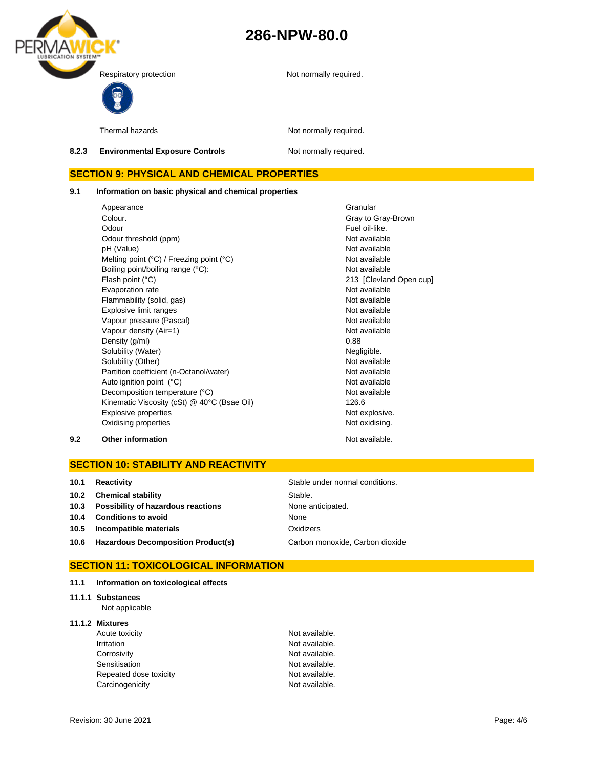| | |
|---|---|
| Respiratory protection | Not normally required. |
| Thermal hazards | Not normally required. |

**8.2.3 Environmental Exposure Controls** Not normally required.

## SECTION 9: PHYSICAL AND CHEMICAL PROPERTIES

### 9.1 Information on basic physical and chemical properties

| Property | Value |
|---|---|
| Appearance | Granular |
| Colour. | Gray to Gray-Brown |
| Odour | Fuel oil-like. |
| Odour threshold (ppm) | Not available |
| pH (Value) | Not available |
| Melting point (°C) / Freezing point (°C) | Not available |
| Boiling point/boiling range (°C): | Not available |
| Flash point (°C) | 213 [Clevland Open cup] |
| Evaporation rate | Not available |
| Flammability (solid, gas) | Not available |
| Explosive limit ranges | Not available |
| Vapour pressure (Pascal) | Not available |
| Vapour density (Air=1) | Not available |
| Density (g/ml) | 0.88 |
| Solubility (Water) | Negligible. |
| Solubility (Other) | Not available |
| Partition coefficient (n-Octanol/water) | Not available |
| Auto ignition point (°C) | Not available |
| Decomposition temperature (°C) | Not available |
| Kinematic Viscosity (cSt) @ 40°C (Bsae Oil) | 126.6 |
| Explosive properties | Not explosive. |
| Oxidising properties | Not oxidising. |

**9.2 Other information** Not available.

## SECTION 10: STABILITY AND REACTIVITY

| | | |
|---|---|---|
| **10.1** | **Reactivity** | Stable under normal conditions. |
| **10.2** | **Chemical stability** | Stable. |
| **10.3** | **Possibility of hazardous reactions** | None anticipated. |
| **10.4** | **Conditions to avoid** | None |
| **10.5** | **Incompatible materials** | Oxidizers |
| **10.6** | **Hazardous Decomposition Product(s)** | Carbon monoxide, Carbon dioxide |

## SECTION 11: TOXICOLOGICAL INFORMATION

### 11.1 Information on toxicological effects

**11.1.1 Substances**

Not applicable

**11.1.2 Mixtures**

| | |
|---|---|
| Acute toxicity | Not available. |
| Irritation | Not available. |
| Corrosivity | Not available. |
| Sensitisation | Not available. |
| Repeated dose toxicity | Not available. |
| Carcinogenicity | Not available. |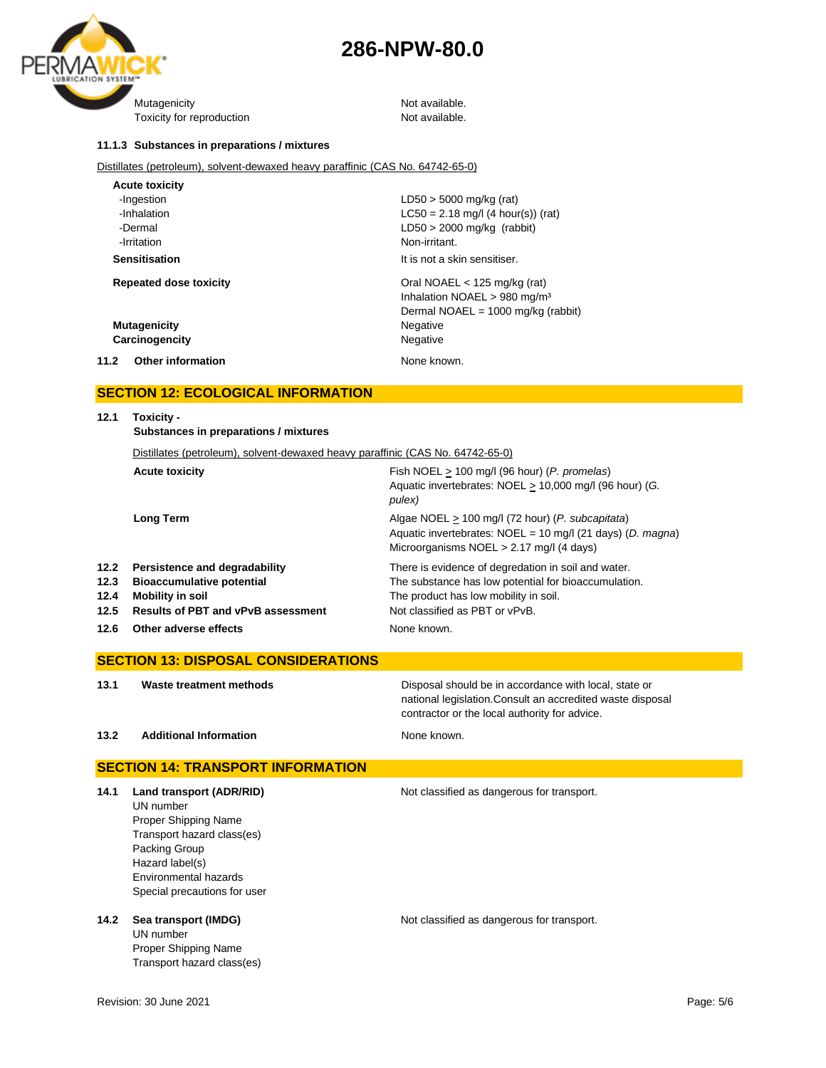| | |
|---|---|
| Mutagenicity | Not available. |
| Toxicity for reproduction | Not available. |

**11.1.3 Substances in preparations / mixtures**

Distillates (petroleum), solvent-dewaxed heavy paraffinic (CAS No. 64742-65-0)

| | |
|---|---|
| **Acute toxicity** | |
| -Ingestion | LD50 > 5000 mg/kg (rat) |
| -Inhalation | LC50 = 2.18 mg/l (4 hour(s)) (rat) |
| -Dermal | LD50 > 2000 mg/kg (rabbit) |
| -Irritation | Non-irritant. |
| **Sensitisation** | It is not a skin sensitiser. |
| **Repeated dose toxicity** | Oral NOAEL < 125 mg/kg (rat)<br>Inhalation NOAEL > 980 mg/m³<br>Dermal NOAEL = 1000 mg/kg (rabbit) |
| **Mutagenicity** | Negative |
| **Carcinogencity** | Negative |

| | |
|---|---|
| **11.2 Other information** | None known. |

## SECTION 12: ECOLOGICAL INFORMATION

**12.1 Toxicity -**
**Substances in preparations / mixtures**

Distillates (petroleum), solvent-dewaxed heavy paraffinic (CAS No. 64742-65-0)

| | |
|---|---|
| **Acute toxicity** | Fish NOEL $\geq$ 100 mg/l (96 hour) (*P. promelas*)<br>Aquatic invertebrates: NOEL $\geq$ 10,000 mg/l (96 hour) (*G. pulex)* |
| **Long Term** | Algae NOEL $\geq$ 100 mg/l (72 hour) (*P. subcapitata*)<br>Aquatic invertebrates: NOEL = 10 mg/l (21 days) (*D. magna*)<br>Microorganisms NOEL > 2.17 mg/l (4 days) |

| | |
|---|---|
| **12.2 Persistence and degradability** | There is evidence of degredation in soil and water. |
| **12.3 Bioaccumulative potential** | The substance has low potential for bioaccumulation. |
| **12.4 Mobility in soil** | The product has low mobility in soil. |
| **12.5 Results of PBT and vPvB assessment** | Not classified as PBT or vPvB. |
| **12.6 Other adverse effects** | None known. |

## SECTION 13: DISPOSAL CONSIDERATIONS

| | |
|---|---|
| **13.1 Waste treatment methods** | Disposal should be in accordance with local, state or national legislation.Consult an accredited waste disposal contractor or the local authority for advice. |
| **13.2 Additional Information** | None known. |

## SECTION 14: TRANSPORT INFORMATION

| | |
|---|---|
| **14.1 Land transport (ADR/RID)**<br>UN number<br>Proper Shipping Name<br>Transport hazard class(es)<br>Packing Group<br>Hazard label(s)<br>Environmental hazards<br>Special precautions for user | Not classified as dangerous for transport. |
| **14.2 Sea transport (IMDG)**<br>UN number<br>Proper Shipping Name<br>Transport hazard class(es) | Not classified as dangerous for transport. |

Revision: 30 June 2021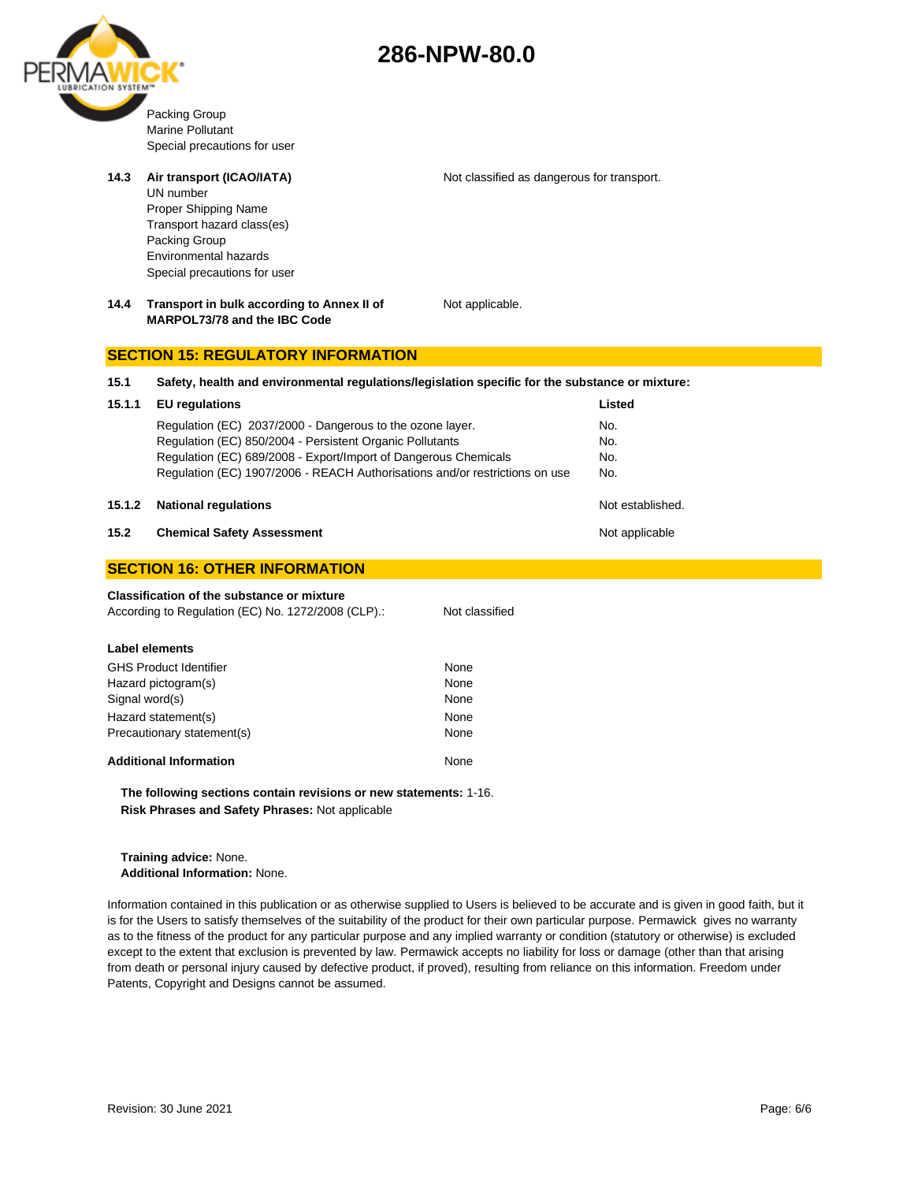Packing Group
Marine Pollutant
Special precautions for user

**14.3 Air transport (ICAO/IATA)** — Not classified as dangerous for transport.

UN number
Proper Shipping Name
Transport hazard class(es)
Packing Group
Environmental hazards
Special precautions for user

**14.4 Transport in bulk according to Annex II of MARPOL73/78 and the IBC Code** — Not applicable.

## SECTION 15: REGULATORY INFORMATION

**15.1 Safety, health and environmental regulations/legislation specific for the substance or mixture:**

| **15.1.1 EU regulations** | **Listed** |
|---|---|
| Regulation (EC) 2037/2000 - Dangerous to the ozone layer. | No. |
| Regulation (EC) 850/2004 - Persistent Organic Pollutants | No. |
| Regulation (EC) 689/2008 - Export/Import of Dangerous Chemicals | No. |
| Regulation (EC) 1907/2006 - REACH Authorisations and/or restrictions on use | No. |

**15.1.2 National regulations** — Not established.

**15.2 Chemical Safety Assessment** — Not applicable

## SECTION 16: OTHER INFORMATION

**Classification of the substance or mixture**
According to Regulation (EC) No. 1272/2008 (CLP).: Not classified

**Label elements**

| | |
|---|---|
| GHS Product Identifier | None |
| Hazard pictogram(s) | None |
| Signal word(s) | None |
| Hazard statement(s) | None |
| Precautionary statement(s) | None |

**Additional Information** None

**The following sections contain revisions or new statements:** 1-16.
**Risk Phrases and Safety Phrases:** Not applicable

**Training advice:** None.
**Additional Information:** None.

Information contained in this publication or as otherwise supplied to Users is believed to be accurate and is given in good faith, but it is for the Users to satisfy themselves of the suitability of the product for their own particular purpose. Permawick gives no warranty as to the fitness of the product for any particular purpose and any implied warranty or condition (statutory or otherwise) is excluded except to the extent that exclusion is prevented by law. Permawick accepts no liability for loss or damage (other than that arising from death or personal injury caused by defective product, if proved), resulting from reliance on this information. Freedom under Patents, Copyright and Designs cannot be assumed.

Revision: 30 June 2021